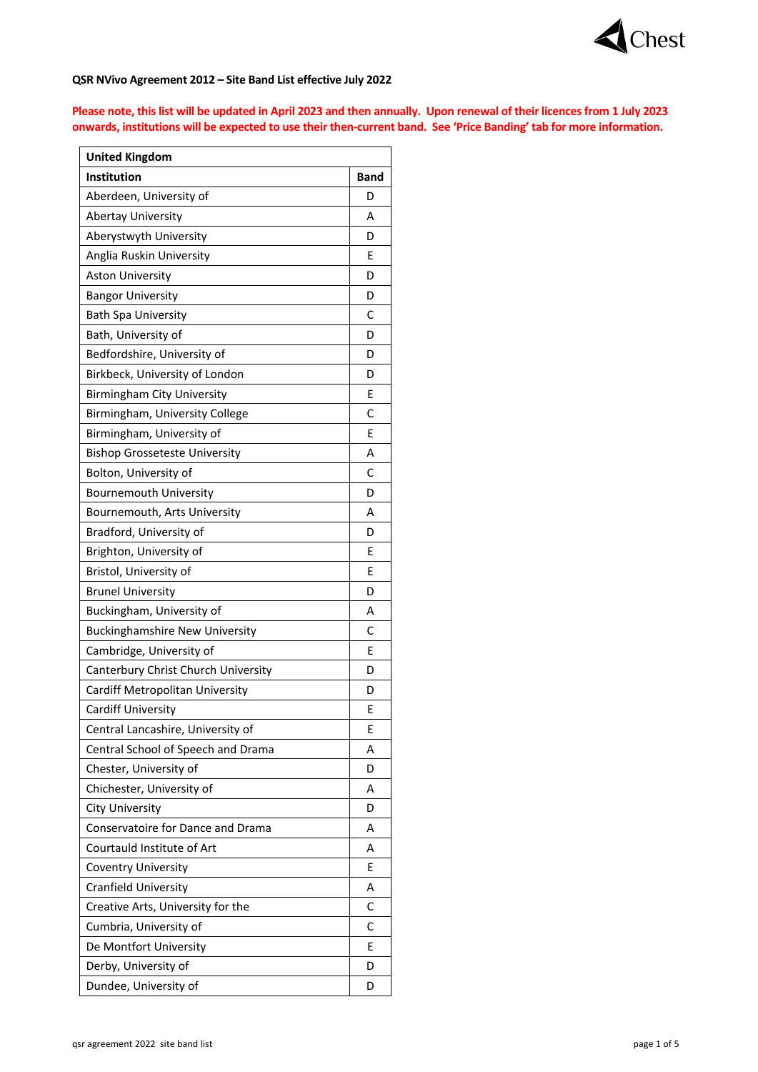**QSR NVivo Agreement 2012 – Site Band List effective July 2022**

**Please note, this list will be updated in April 2023 and then annually. Upon renewal of their licences from 1 July 2023 onwards, institutions will be expected to use their then-current band. See 'Price Banding' tab for more information.**

| United Kingdom | |
|---|---|
| **Institution** | **Band** |
| Aberdeen, University of | D |
| Abertay University | A |
| Aberystwyth University | D |
| Anglia Ruskin University | E |
| Aston University | D |
| Bangor University | D |
| Bath Spa University | C |
| Bath, University of | D |
| Bedfordshire, University of | D |
| Birkbeck, University of London | D |
| Birmingham City University | E |
| Birmingham, University College | C |
| Birmingham, University of | E |
| Bishop Grosseteste University | A |
| Bolton, University of | C |
| Bournemouth University | D |
| Bournemouth, Arts University | A |
| Bradford, University of | D |
| Brighton, University of | E |
| Bristol, University of | E |
| Brunel University | D |
| Buckingham, University of | A |
| Buckinghamshire New University | C |
| Cambridge, University of | E |
| Canterbury Christ Church University | D |
| Cardiff Metropolitan University | D |
| Cardiff University | E |
| Central Lancashire, University of | E |
| Central School of Speech and Drama | A |
| Chester, University of | D |
| Chichester, University of | A |
| City University | D |
| Conservatoire for Dance and Drama | A |
| Courtauld Institute of Art | A |
| Coventry University | E |
| Cranfield University | A |
| Creative Arts, University for the | C |
| Cumbria, University of | C |
| De Montfort University | E |
| Derby, University of | D |
| Dundee, University of | D |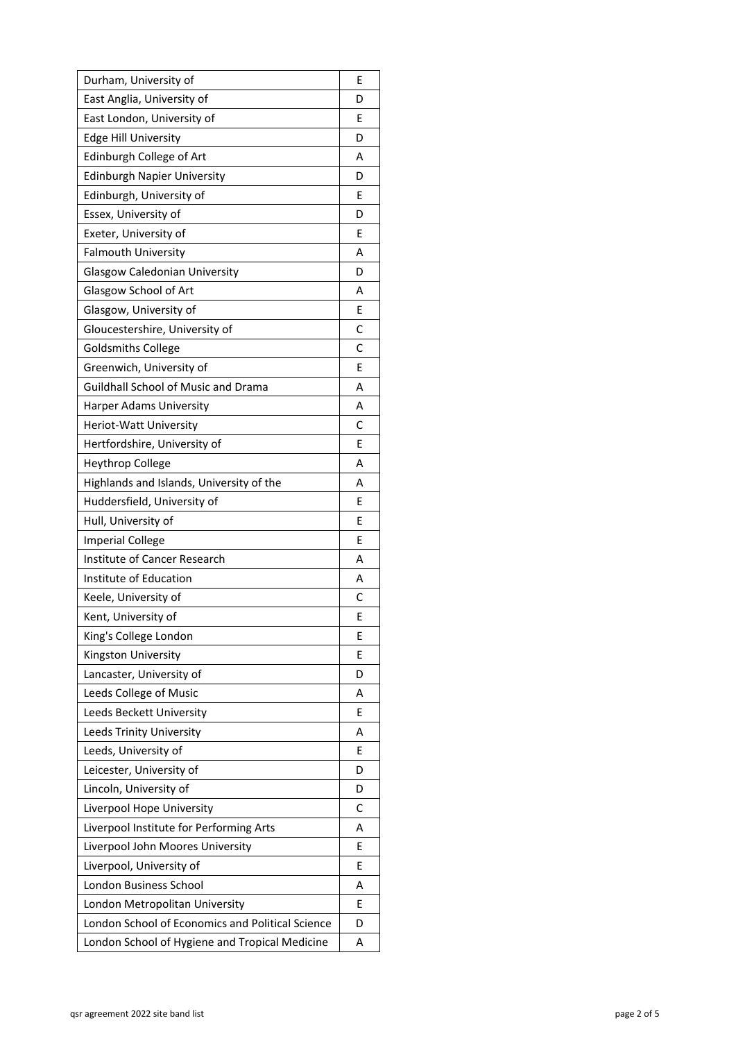| Durham, University of | E |
|---|---|
| East Anglia, University of | D |
| East London, University of | E |
| Edge Hill University | D |
| Edinburgh College of Art | A |
| Edinburgh Napier University | D |
| Edinburgh, University of | E |
| Essex, University of | D |
| Exeter, University of | E |
| Falmouth University | A |
| Glasgow Caledonian University | D |
| Glasgow School of Art | A |
| Glasgow, University of | E |
| Gloucestershire, University of | C |
| Goldsmiths College | C |
| Greenwich, University of | E |
| Guildhall School of Music and Drama | A |
| Harper Adams University | A |
| Heriot-Watt University | C |
| Hertfordshire, University of | E |
| Heythrop College | A |
| Highlands and Islands, University of the | A |
| Huddersfield, University of | E |
| Hull, University of | E |
| Imperial College | E |
| Institute of Cancer Research | A |
| Institute of Education | A |
| Keele, University of | C |
| Kent, University of | E |
| King's College London | E |
| Kingston University | E |
| Lancaster, University of | D |
| Leeds College of Music | A |
| Leeds Beckett University | E |
| Leeds Trinity University | A |
| Leeds, University of | E |
| Leicester, University of | D |
| Lincoln, University of | D |
| Liverpool Hope University | C |
| Liverpool Institute for Performing Arts | A |
| Liverpool John Moores University | E |
| Liverpool, University of | E |
| London Business School | A |
| London Metropolitan University | E |
| London School of Economics and Political Science | D |
| London School of Hygiene and Tropical Medicine | A |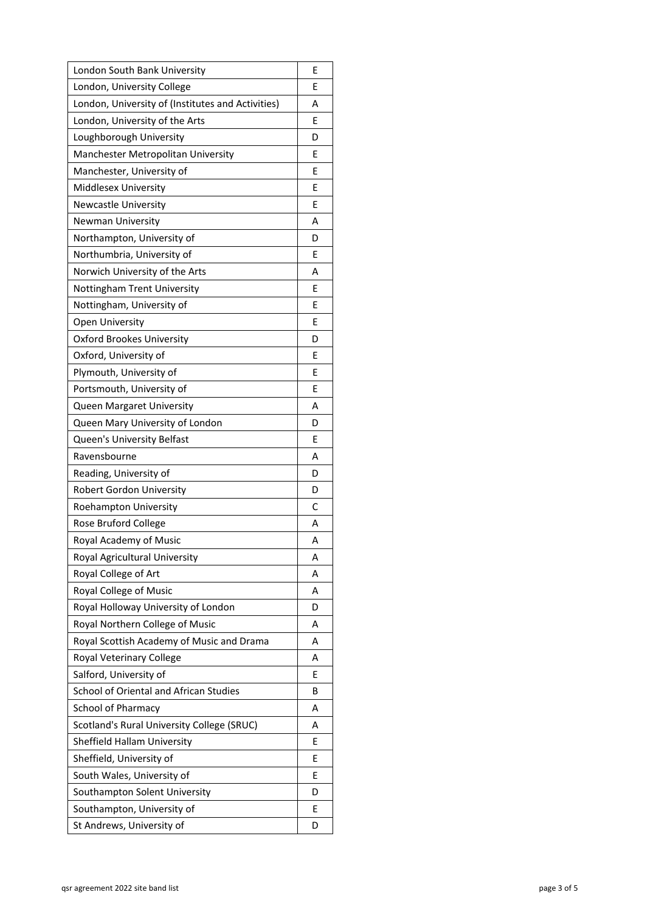| London South Bank University | E |
|---|---|
| London, University College | E |
| London, University of (Institutes and Activities) | A |
| London, University of the Arts | E |
| Loughborough University | D |
| Manchester Metropolitan University | E |
| Manchester, University of | E |
| Middlesex University | E |
| Newcastle University | E |
| Newman University | A |
| Northampton, University of | D |
| Northumbria, University of | E |
| Norwich University of the Arts | A |
| Nottingham Trent University | E |
| Nottingham, University of | E |
| Open University | E |
| Oxford Brookes University | D |
| Oxford, University of | E |
| Plymouth, University of | E |
| Portsmouth, University of | E |
| Queen Margaret University | A |
| Queen Mary University of London | D |
| Queen's University Belfast | E |
| Ravensbourne | A |
| Reading, University of | D |
| Robert Gordon University | D |
| Roehampton University | C |
| Rose Bruford College | A |
| Royal Academy of Music | A |
| Royal Agricultural University | A |
| Royal College of Art | A |
| Royal College of Music | A |
| Royal Holloway University of London | D |
| Royal Northern College of Music | A |
| Royal Scottish Academy of Music and Drama | A |
| Royal Veterinary College | A |
| Salford, University of | E |
| School of Oriental and African Studies | B |
| School of Pharmacy | A |
| Scotland's Rural University College (SRUC) | A |
| Sheffield Hallam University | E |
| Sheffield, University of | E |
| South Wales, University of | E |
| Southampton Solent University | D |
| Southampton, University of | E |
| St Andrews, University of | D |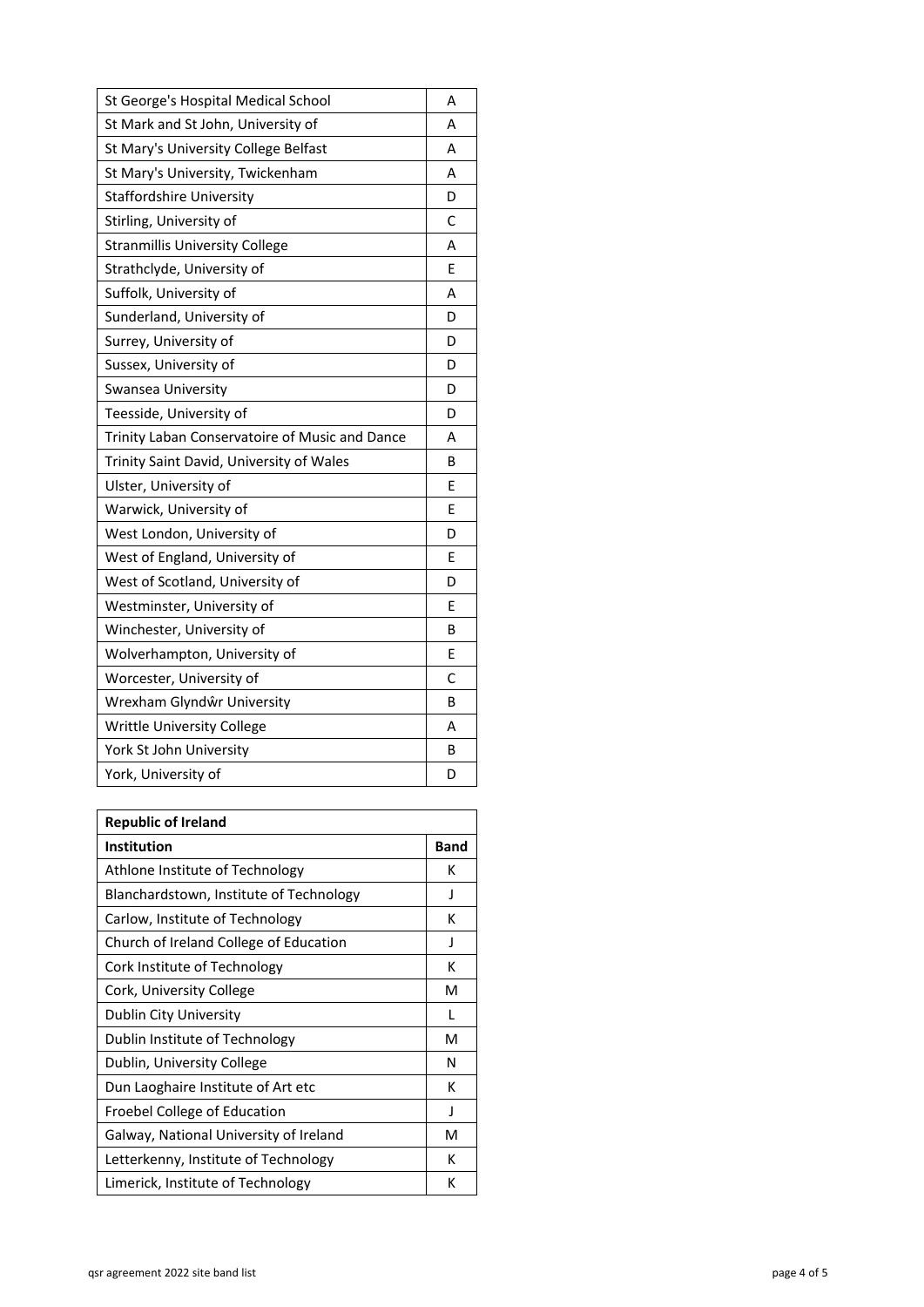| | |
|---|---|
| St George's Hospital Medical School | A |
| St Mark and St John, University of | A |
| St Mary's University College Belfast | A |
| St Mary's University, Twickenham | A |
| Staffordshire University | D |
| Stirling, University of | C |
| Stranmillis University College | A |
| Strathclyde, University of | E |
| Suffolk, University of | A |
| Sunderland, University of | D |
| Surrey, University of | D |
| Sussex, University of | D |
| Swansea University | D |
| Teesside, University of | D |
| Trinity Laban Conservatoire of Music and Dance | A |
| Trinity Saint David, University of Wales | B |
| Ulster, University of | E |
| Warwick, University of | E |
| West London, University of | D |
| West of England, University of | E |
| West of Scotland, University of | D |
| Westminster, University of | E |
| Winchester, University of | B |
| Wolverhampton, University of | E |
| Worcester, University of | C |
| Wrexham Glyndŵr University | B |
| Writtle University College | A |
| York St John University | B |
| York, University of | D |

| **Republic of Ireland** | |
|---|---|
| **Institution** | **Band** |
| Athlone Institute of Technology | K |
| Blanchardstown, Institute of Technology | J |
| Carlow, Institute of Technology | K |
| Church of Ireland College of Education | J |
| Cork Institute of Technology | K |
| Cork, University College | M |
| Dublin City University | L |
| Dublin Institute of Technology | M |
| Dublin, University College | N |
| Dun Laoghaire Institute of Art etc | K |
| Froebel College of Education | J |
| Galway, National University of Ireland | M |
| Letterkenny, Institute of Technology | K |
| Limerick, Institute of Technology | K |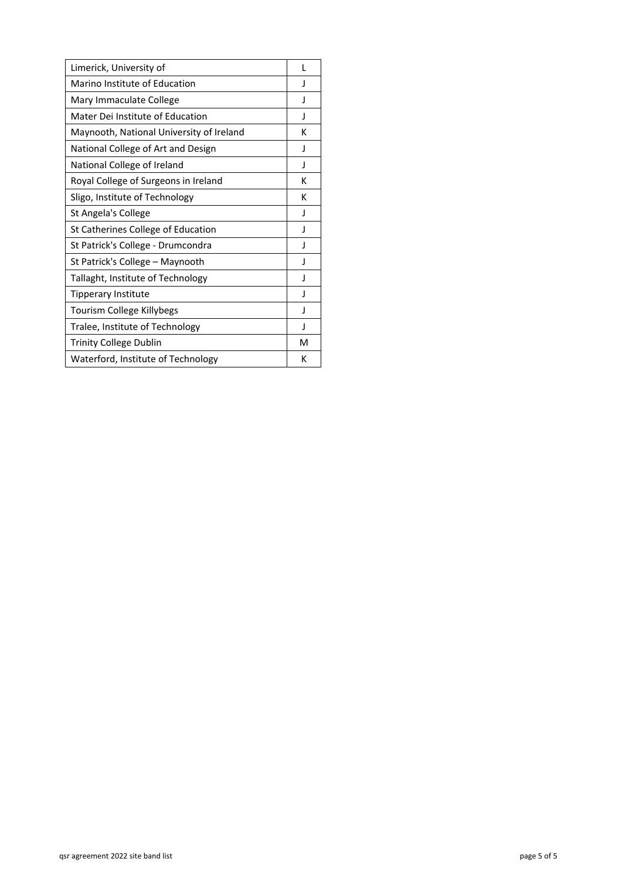| | |
|---|---|
| Limerick, University of | L |
| Marino Institute of Education | J |
| Mary Immaculate College | J |
| Mater Dei Institute of Education | J |
| Maynooth, National University of Ireland | K |
| National College of Art and Design | J |
| National College of Ireland | J |
| Royal College of Surgeons in Ireland | K |
| Sligo, Institute of Technology | K |
| St Angela's College | J |
| St Catherines College of Education | J |
| St Patrick's College - Drumcondra | J |
| St Patrick's College – Maynooth | J |
| Tallaght, Institute of Technology | J |
| Tipperary Institute | J |
| Tourism College Killybegs | J |
| Tralee, Institute of Technology | J |
| Trinity College Dublin | M |
| Waterford, Institute of Technology | K |